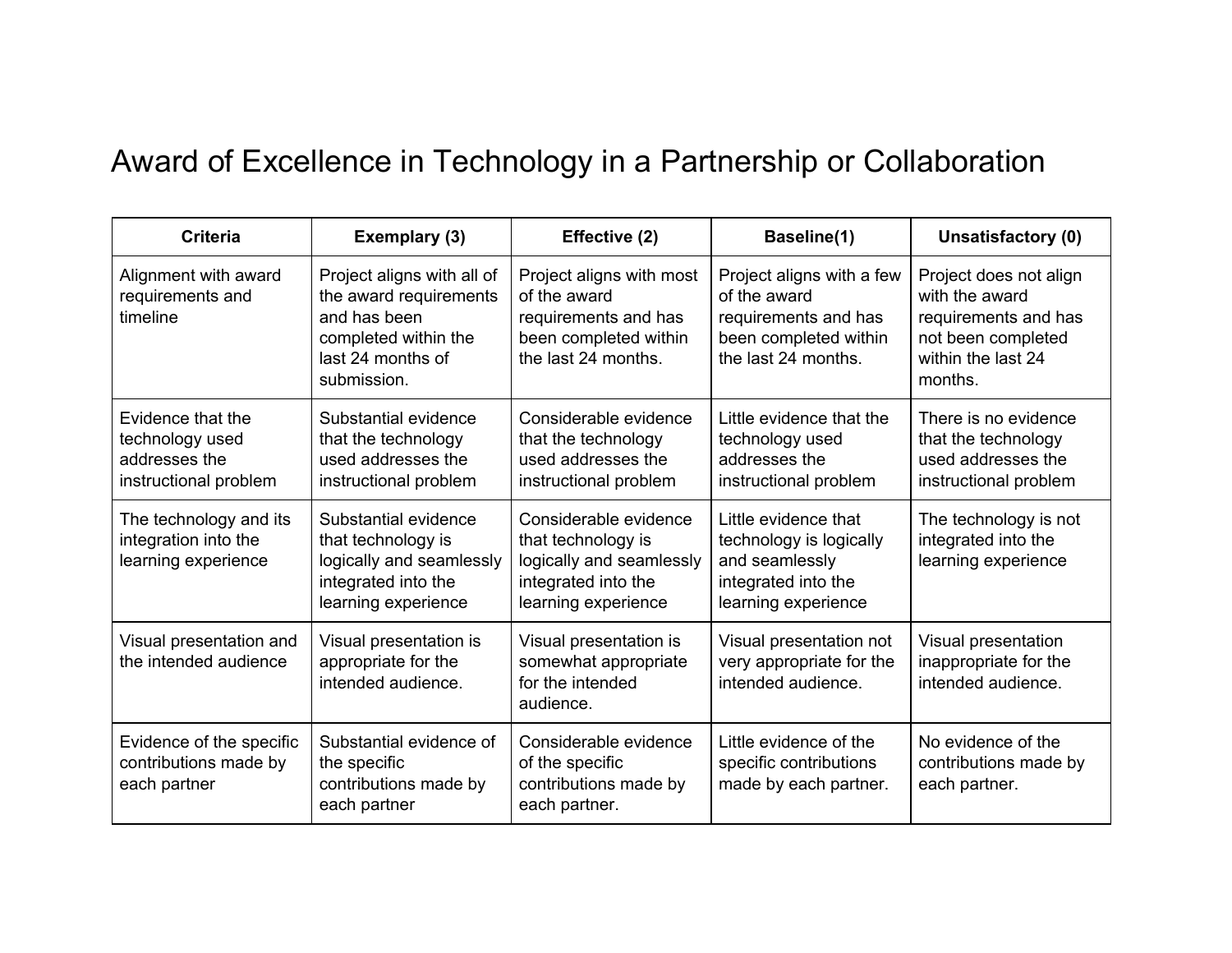# Award of Excellence in Technology in a Partnership or Collaboration

| Criteria | Exemplary (3) | Effective (2) | Baseline(1) | Unsatisfactory (0) |
|---|---|---|---|---|
| Alignment with award requirements and timeline | Project aligns with all of the award requirements and has been completed within the last 24 months of submission. | Project aligns with most of the award requirements and has been completed within the last 24 months. | Project aligns with a few of the award requirements and has been completed within the last 24 months. | Project does not align with the award requirements and has not been completed within the last 24 months. |
| Evidence that the technology used addresses the instructional problem | Substantial evidence that the technology used addresses the instructional problem | Considerable evidence that the technology used addresses the instructional problem | Little evidence that the technology used addresses the instructional problem | There is no evidence that the technology used addresses the instructional problem |
| The technology and its integration into the learning experience | Substantial evidence that technology is logically and seamlessly integrated into the learning experience | Considerable evidence that technology is logically and seamlessly integrated into the learning experience | Little evidence that technology is logically and seamlessly integrated into the learning experience | The technology is not integrated into the learning experience |
| Visual presentation and the intended audience | Visual presentation is appropriate for the intended audience. | Visual presentation is somewhat appropriate for the intended audience. | Visual presentation not very appropriate for the intended audience. | Visual presentation inappropriate for the intended audience. |
| Evidence of the specific contributions made by each partner | Substantial evidence of the specific contributions made by each partner | Considerable evidence of the specific contributions made by each partner. | Little evidence of the specific contributions made by each partner. | No evidence of the contributions made by each partner. |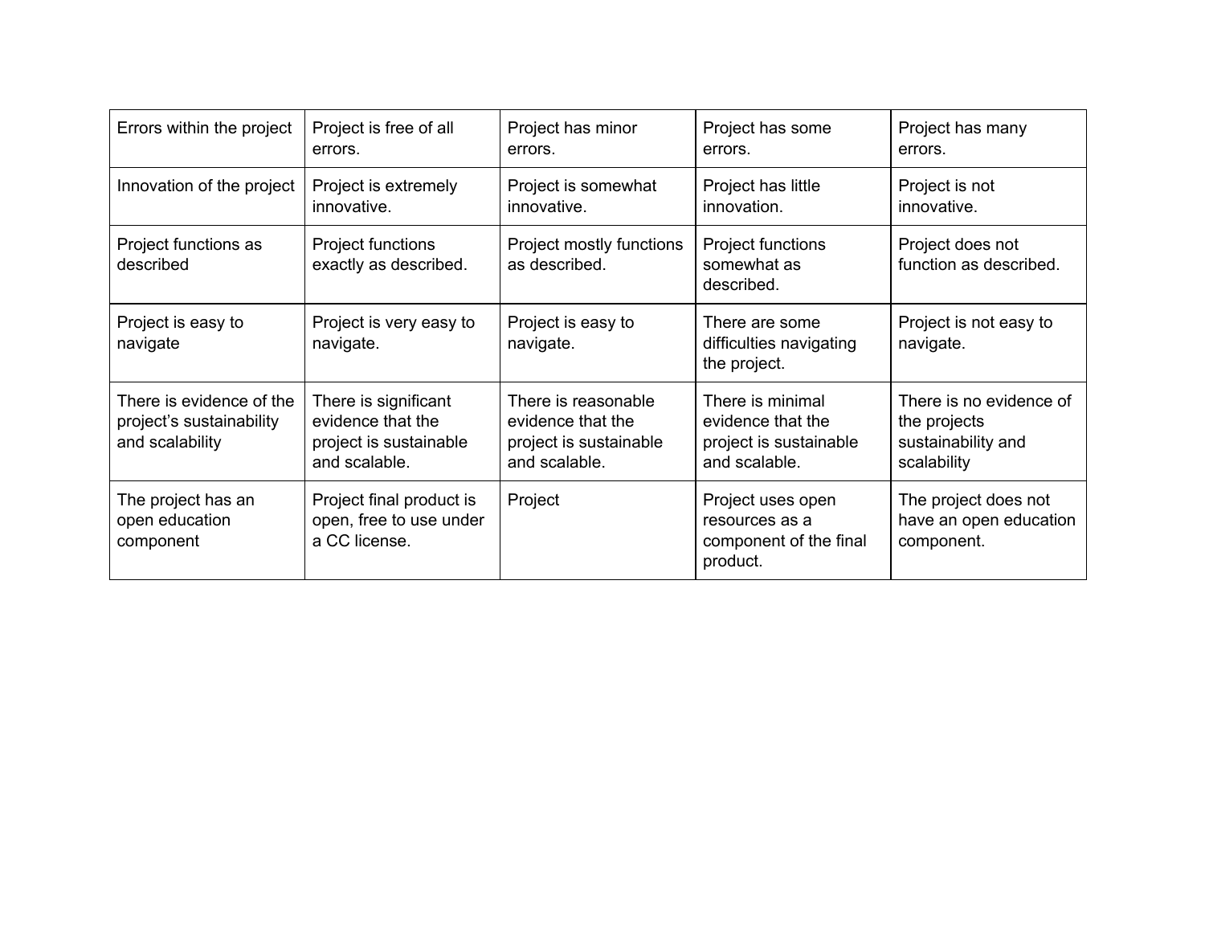| | | | | |
|---|---|---|---|---|
| Errors within the project | Project is free of all errors. | Project has minor errors. | Project has some errors. | Project has many errors. |
| Innovation of the project | Project is extremely innovative. | Project is somewhat innovative. | Project has little innovation. | Project is not innovative. |
| Project functions as described | Project functions exactly as described. | Project mostly functions as described. | Project functions somewhat as described. | Project does not function as described. |
| Project is easy to navigate | Project is very easy to navigate. | Project is easy to navigate. | There are some difficulties navigating the project. | Project is not easy to navigate. |
| There is evidence of the project's sustainability and scalability | There is significant evidence that the project is sustainable and scalable. | There is reasonable evidence that the project is sustainable and scalable. | There is minimal evidence that the project is sustainable and scalable. | There is no evidence of the projects sustainability and scalability |
| The project has an open education component | Project final product is open, free to use under a CC license. | Project | Project uses open resources as a component of the final product. | The project does not have an open education component. |